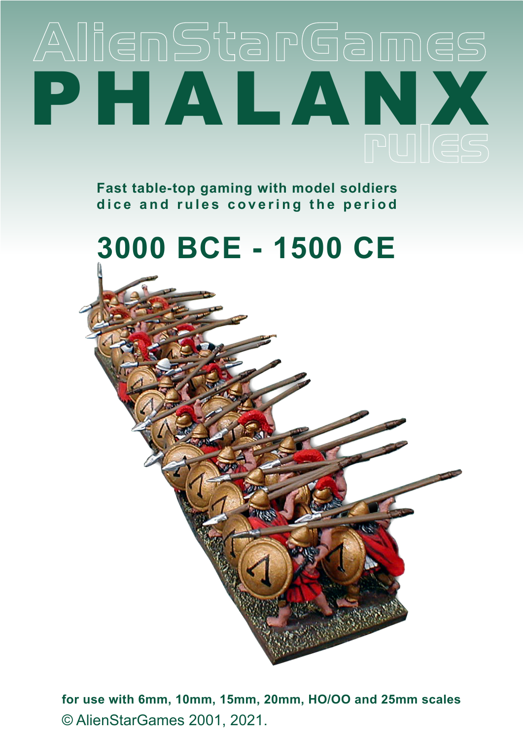AlienStarGames

# PHALANX

## rules

**Fast table-top gaming with model soldiers dice and rules covering the period**

## 3000 BCE - 1500 CE

**for use with 6mm, 10mm, 15mm, 20mm, HO/OO and 25mm scales**

© AlienStarGames 2001, 2021.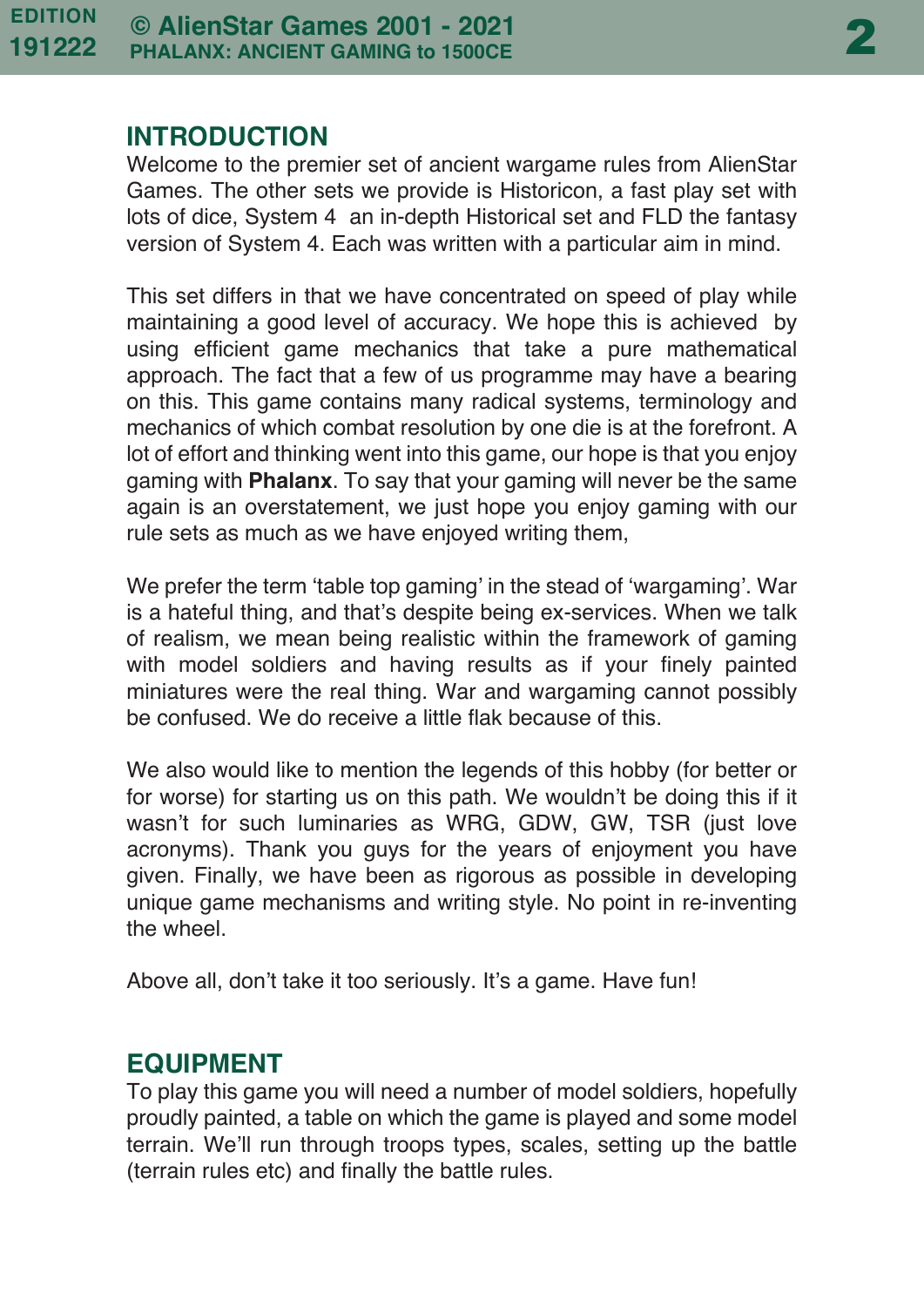## INTRODUCTION

Welcome to the premier set of ancient wargame rules from AlienStar Games. The other sets we provide is Historicon, a fast play set with lots of dice, System 4 an in-depth Historical set and FLD the fantasy version of System 4. Each was written with a particular aim in mind.

This set differs in that we have concentrated on speed of play while maintaining a good level of accuracy. We hope this is achieved by using efficient game mechanics that take a pure mathematical approach. The fact that a few of us programme may have a bearing on this. This game contains many radical systems, terminology and mechanics of which combat resolution by one die is at the forefront. A lot of effort and thinking went into this game, our hope is that you enjoy gaming with **Phalanx**. To say that your gaming will never be the same again is an overstatement, we just hope you enjoy gaming with our rule sets as much as we have enjoyed writing them,

We prefer the term 'table top gaming' in the stead of 'wargaming'. War is a hateful thing, and that's despite being ex-services. When we talk of realism, we mean being realistic within the framework of gaming with model soldiers and having results as if your finely painted miniatures were the real thing. War and wargaming cannot possibly be confused. We do receive a little flak because of this.

We also would like to mention the legends of this hobby (for better or for worse) for starting us on this path. We wouldn't be doing this if it wasn't for such luminaries as WRG, GDW, GW, TSR (just love acronyms). Thank you guys for the years of enjoyment you have given. Finally, we have been as rigorous as possible in developing unique game mechanisms and writing style. No point in re-inventing the wheel.

Above all, don't take it too seriously. It's a game. Have fun!

## EQUIPMENT

To play this game you will need a number of model soldiers, hopefully proudly painted, a table on which the game is played and some model terrain. We'll run through troops types, scales, setting up the battle (terrain rules etc) and finally the battle rules.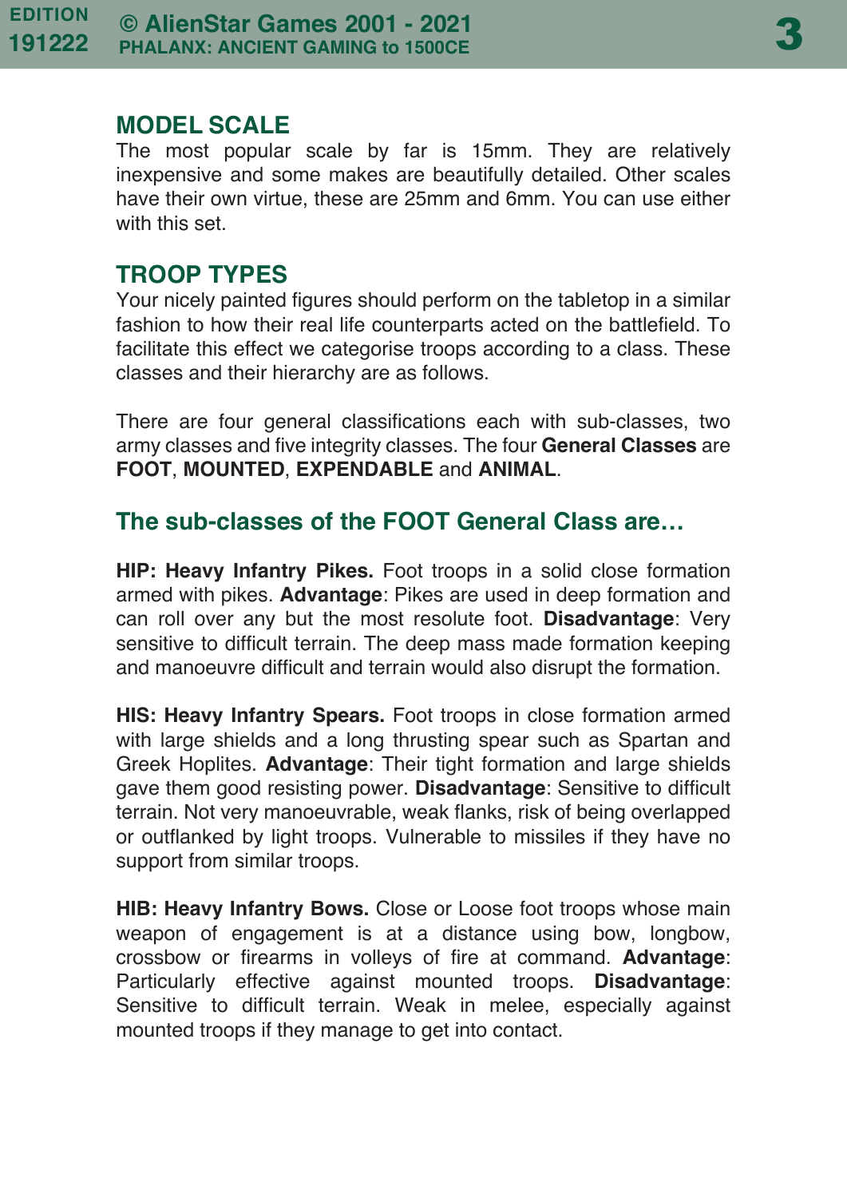## MODEL SCALE

The most popular scale by far is 15mm. They are relatively inexpensive and some makes are beautifully detailed. Other scales have their own virtue, these are 25mm and 6mm. You can use either with this set.

## TROOP TYPES

Your nicely painted figures should perform on the tabletop in a similar fashion to how their real life counterparts acted on the battlefield. To facilitate this effect we categorise troops according to a class. These classes and their hierarchy are as follows.

There are four general classifications each with sub-classes, two army classes and five integrity classes. The four **General Classes** are **FOOT**, **MOUNTED**, **EXPENDABLE** and **ANIMAL**.

### The sub-classes of the FOOT General Class are…

**HIP: Heavy Infantry Pikes.** Foot troops in a solid close formation armed with pikes. **Advantage**: Pikes are used in deep formation and can roll over any but the most resolute foot. **Disadvantage**: Very sensitive to difficult terrain. The deep mass made formation keeping and manoeuvre difficult and terrain would also disrupt the formation.

**HIS: Heavy Infantry Spears.** Foot troops in close formation armed with large shields and a long thrusting spear such as Spartan and Greek Hoplites. **Advantage**: Their tight formation and large shields gave them good resisting power. **Disadvantage**: Sensitive to difficult terrain. Not very manoeuvrable, weak flanks, risk of being overlapped or outflanked by light troops. Vulnerable to missiles if they have no support from similar troops.

**HIB: Heavy Infantry Bows.** Close or Loose foot troops whose main weapon of engagement is at a distance using bow, longbow, crossbow or firearms in volleys of fire at command. **Advantage**: Particularly effective against mounted troops. **Disadvantage**: Sensitive to difficult terrain. Weak in melee, especially against mounted troops if they manage to get into contact.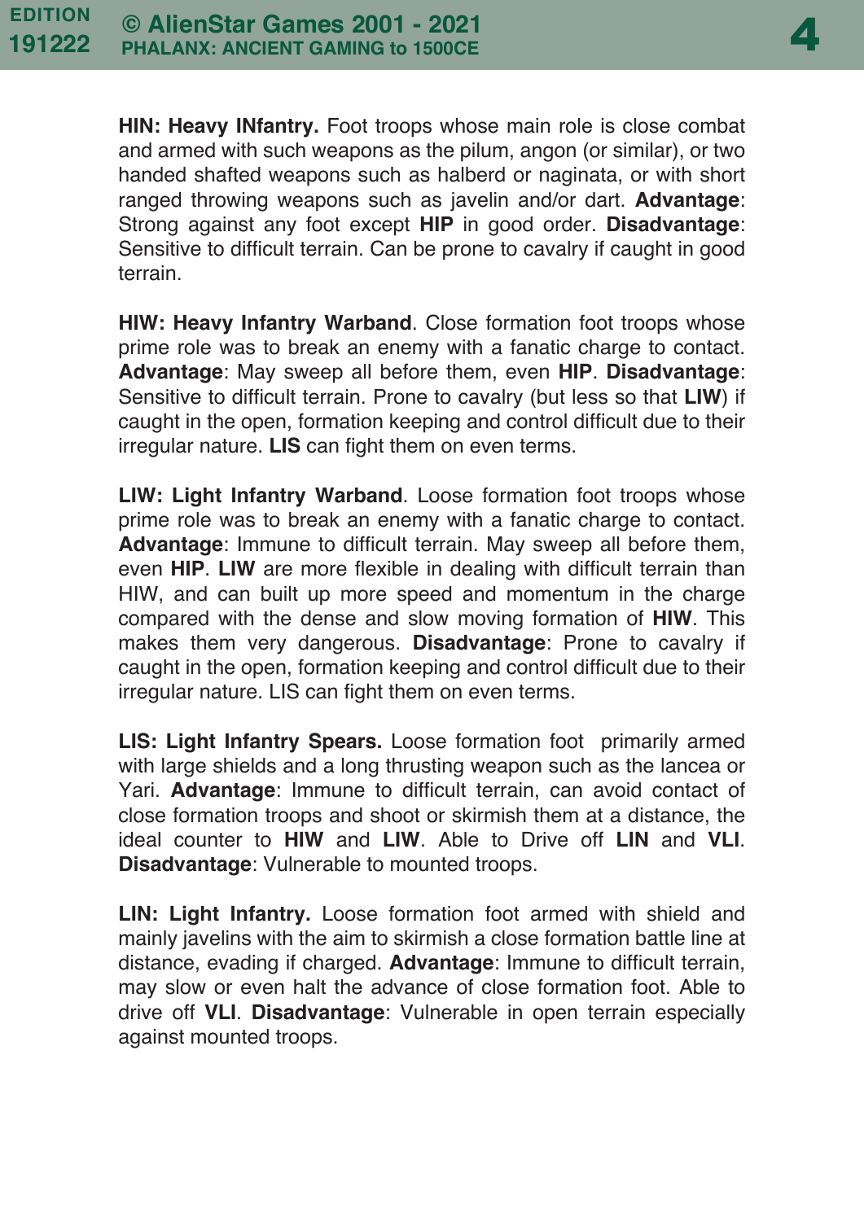**HIN: Heavy INfantry.** Foot troops whose main role is close combat and armed with such weapons as the pilum, angon (or similar), or two handed shafted weapons such as halberd or naginata, or with short ranged throwing weapons such as javelin and/or dart. **Advantage**: Strong against any foot except **HIP** in good order. **Disadvantage**: Sensitive to difficult terrain. Can be prone to cavalry if caught in good terrain.

**HIW: Heavy Infantry Warband**. Close formation foot troops whose prime role was to break an enemy with a fanatic charge to contact. **Advantage**: May sweep all before them, even **HIP**. **Disadvantage**: Sensitive to difficult terrain. Prone to cavalry (but less so that **LIW**) if caught in the open, formation keeping and control difficult due to their irregular nature. **LIS** can fight them on even terms.

**LIW: Light Infantry Warband**. Loose formation foot troops whose prime role was to break an enemy with a fanatic charge to contact. **Advantage**: Immune to difficult terrain. May sweep all before them, even **HIP**. **LIW** are more flexible in dealing with difficult terrain than HIW, and can built up more speed and momentum in the charge compared with the dense and slow moving formation of **HIW**. This makes them very dangerous. **Disadvantage**: Prone to cavalry if caught in the open, formation keeping and control difficult due to their irregular nature. LIS can fight them on even terms.

**LIS: Light Infantry Spears.** Loose formation foot primarily armed with large shields and a long thrusting weapon such as the lancea or Yari. **Advantage**: Immune to difficult terrain, can avoid contact of close formation troops and shoot or skirmish them at a distance, the ideal counter to **HIW** and **LIW**. Able to Drive off **LIN** and **VLI**. **Disadvantage**: Vulnerable to mounted troops.

**LIN: Light Infantry.** Loose formation foot armed with shield and mainly javelins with the aim to skirmish a close formation battle line at distance, evading if charged. **Advantage**: Immune to difficult terrain, may slow or even halt the advance of close formation foot. Able to drive off **VLI**. **Disadvantage**: Vulnerable in open terrain especially against mounted troops.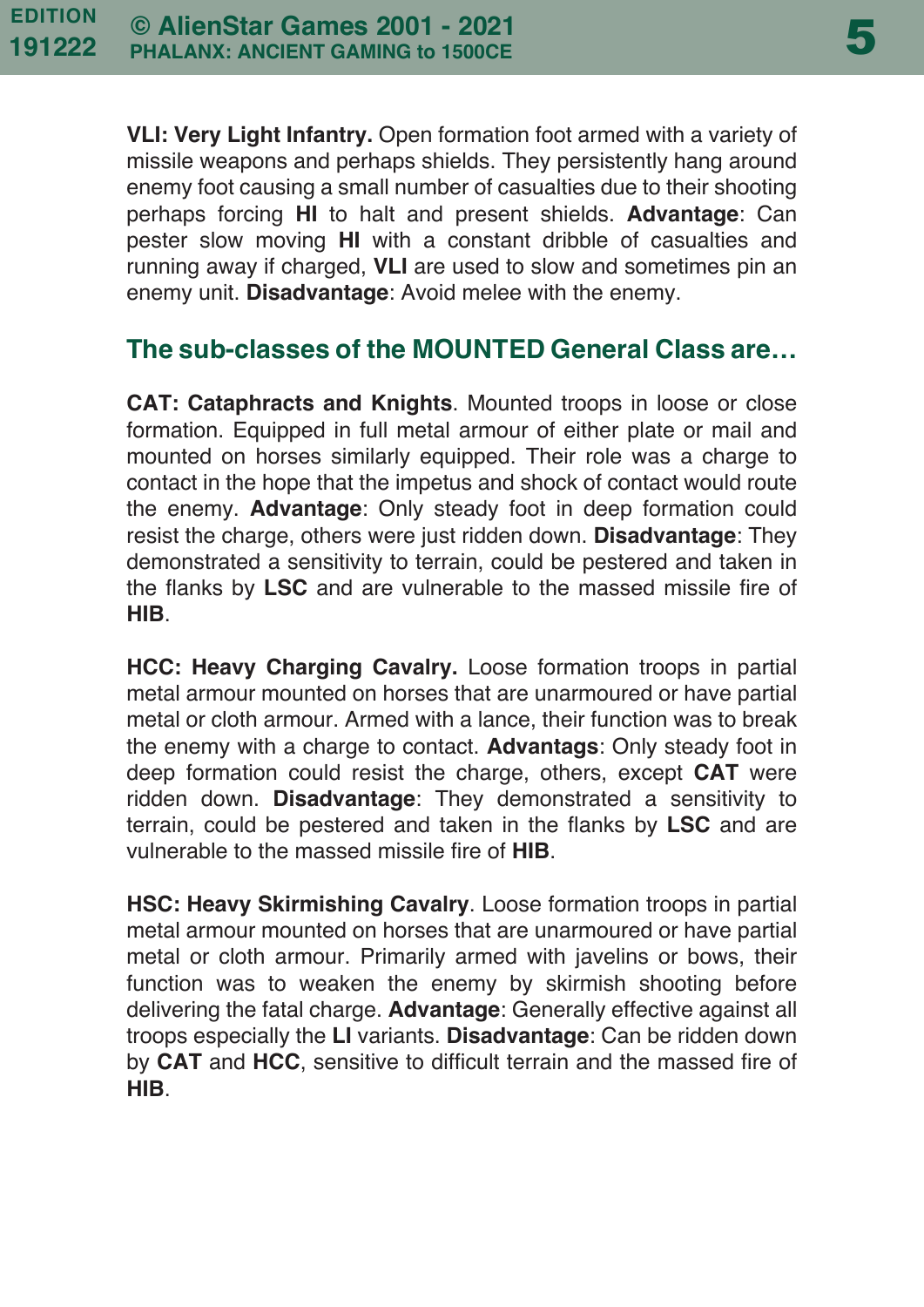**VLI: Very Light Infantry.** Open formation foot armed with a variety of missile weapons and perhaps shields. They persistently hang around enemy foot causing a small number of casualties due to their shooting perhaps forcing **HI** to halt and present shields. **Advantage**: Can pester slow moving **HI** with a constant dribble of casualties and running away if charged, **VLI** are used to slow and sometimes pin an enemy unit. **Disadvantage**: Avoid melee with the enemy.

## The sub-classes of the MOUNTED General Class are…

**CAT: Cataphracts and Knights**. Mounted troops in loose or close formation. Equipped in full metal armour of either plate or mail and mounted on horses similarly equipped. Their role was a charge to contact in the hope that the impetus and shock of contact would route the enemy. **Advantage**: Only steady foot in deep formation could resist the charge, others were just ridden down. **Disadvantage**: They demonstrated a sensitivity to terrain, could be pestered and taken in the flanks by **LSC** and are vulnerable to the massed missile fire of **HIB**.

**HCC: Heavy Charging Cavalry.** Loose formation troops in partial metal armour mounted on horses that are unarmoured or have partial metal or cloth armour. Armed with a lance, their function was to break the enemy with a charge to contact. **Advantags**: Only steady foot in deep formation could resist the charge, others, except **CAT** were ridden down. **Disadvantage**: They demonstrated a sensitivity to terrain, could be pestered and taken in the flanks by **LSC** and are vulnerable to the massed missile fire of **HIB**.

**HSC: Heavy Skirmishing Cavalry**. Loose formation troops in partial metal armour mounted on horses that are unarmoured or have partial metal or cloth armour. Primarily armed with javelins or bows, their function was to weaken the enemy by skirmish shooting before delivering the fatal charge. **Advantage**: Generally effective against all troops especially the **LI** variants. **Disadvantage**: Can be ridden down by **CAT** and **HCC**, sensitive to difficult terrain and the massed fire of **HIB**.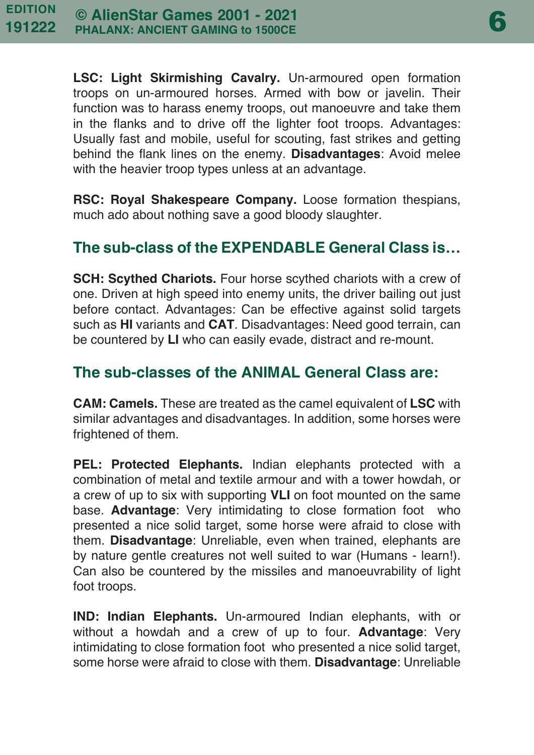**LSC: Light Skirmishing Cavalry.** Un-armoured open formation troops on un-armoured horses. Armed with bow or javelin. Their function was to harass enemy troops, out manoeuvre and take them in the flanks and to drive off the lighter foot troops. Advantages: Usually fast and mobile, useful for scouting, fast strikes and getting behind the flank lines on the enemy. **Disadvantages**: Avoid melee with the heavier troop types unless at an advantage.

**RSC: Royal Shakespeare Company.** Loose formation thespians, much ado about nothing save a good bloody slaughter.

## The sub-class of the EXPENDABLE General Class is…

**SCH: Scythed Chariots.** Four horse scythed chariots with a crew of one. Driven at high speed into enemy units, the driver bailing out just before contact. Advantages: Can be effective against solid targets such as **HI** variants and **CAT**. Disadvantages: Need good terrain, can be countered by **LI** who can easily evade, distract and re-mount.

## The sub-classes of the ANIMAL General Class are:

**CAM: Camels.** These are treated as the camel equivalent of **LSC** with similar advantages and disadvantages. In addition, some horses were frightened of them.

**PEL: Protected Elephants.** Indian elephants protected with a combination of metal and textile armour and with a tower howdah, or a crew of up to six with supporting **VLI** on foot mounted on the same base. **Advantage**: Very intimidating to close formation foot who presented a nice solid target, some horse were afraid to close with them. **Disadvantage**: Unreliable, even when trained, elephants are by nature gentle creatures not well suited to war (Humans - learn!). Can also be countered by the missiles and manoeuvrability of light foot troops.

**IND: Indian Elephants.** Un-armoured Indian elephants, with or without a howdah and a crew of up to four. **Advantage**: Very intimidating to close formation foot who presented a nice solid target, some horse were afraid to close with them. **Disadvantage**: Unreliable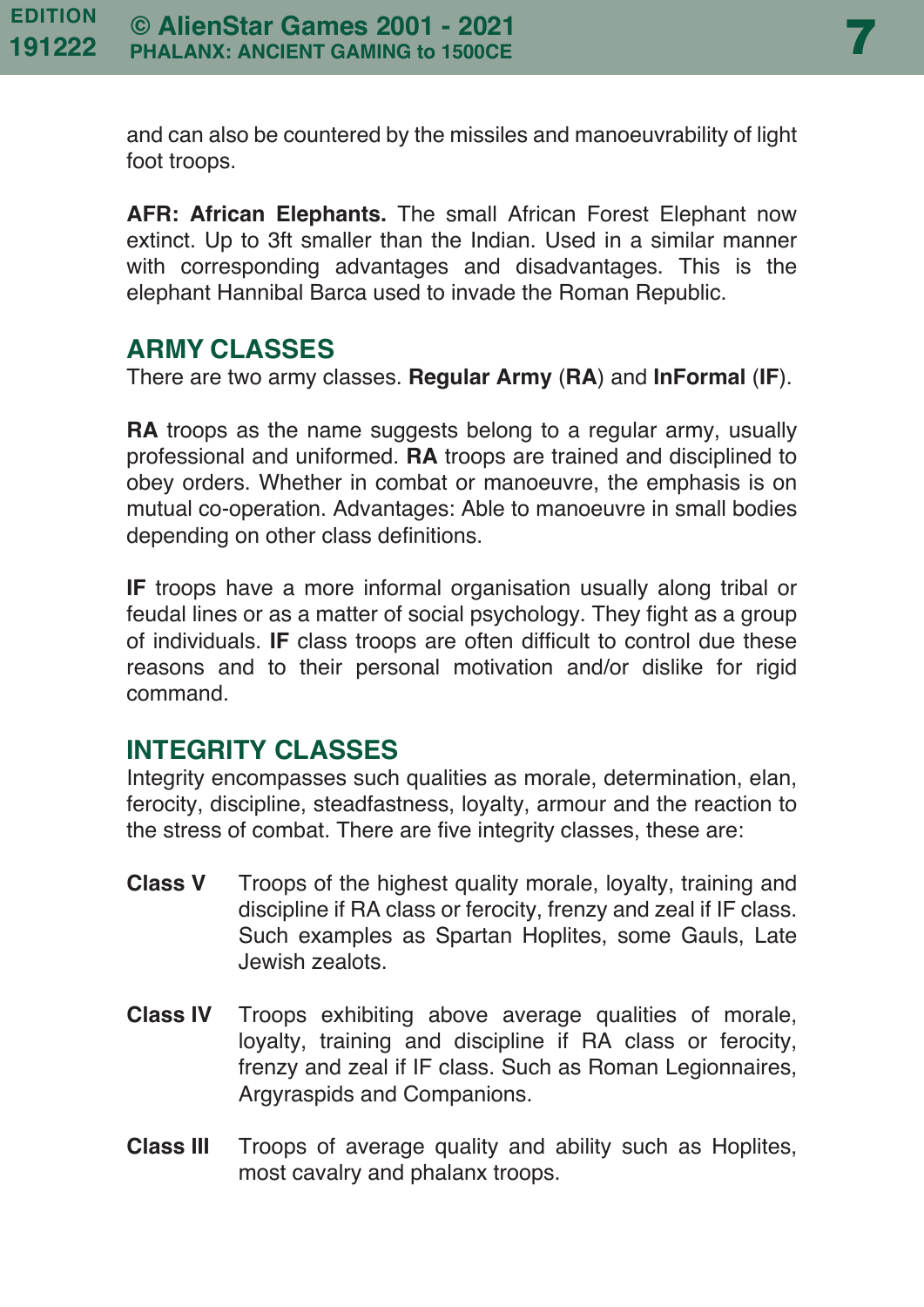and can also be countered by the missiles and manoeuvrability of light foot troops.

**AFR: African Elephants.** The small African Forest Elephant now extinct. Up to 3ft smaller than the Indian. Used in a similar manner with corresponding advantages and disadvantages. This is the elephant Hannibal Barca used to invade the Roman Republic.

## ARMY CLASSES

There are two army classes. **Regular Army** (**RA**) and **InFormal** (**IF**).

**RA** troops as the name suggests belong to a regular army, usually professional and uniformed. **RA** troops are trained and disciplined to obey orders. Whether in combat or manoeuvre, the emphasis is on mutual co-operation. Advantages: Able to manoeuvre in small bodies depending on other class definitions.

**IF** troops have a more informal organisation usually along tribal or feudal lines or as a matter of social psychology. They fight as a group of individuals. **IF** class troops are often difficult to control due these reasons and to their personal motivation and/or dislike for rigid command.

## INTEGRITY CLASSES

Integrity encompasses such qualities as morale, determination, elan, ferocity, discipline, steadfastness, loyalty, armour and the reaction to the stress of combat. There are five integrity classes, these are:

**Class V** Troops of the highest quality morale, loyalty, training and discipline if RA class or ferocity, frenzy and zeal if IF class. Such examples as Spartan Hoplites, some Gauls, Late Jewish zealots.

**Class IV** Troops exhibiting above average qualities of morale, loyalty, training and discipline if RA class or ferocity, frenzy and zeal if IF class. Such as Roman Legionnaires, Argyraspids and Companions.

**Class III** Troops of average quality and ability such as Hoplites, most cavalry and phalanx troops.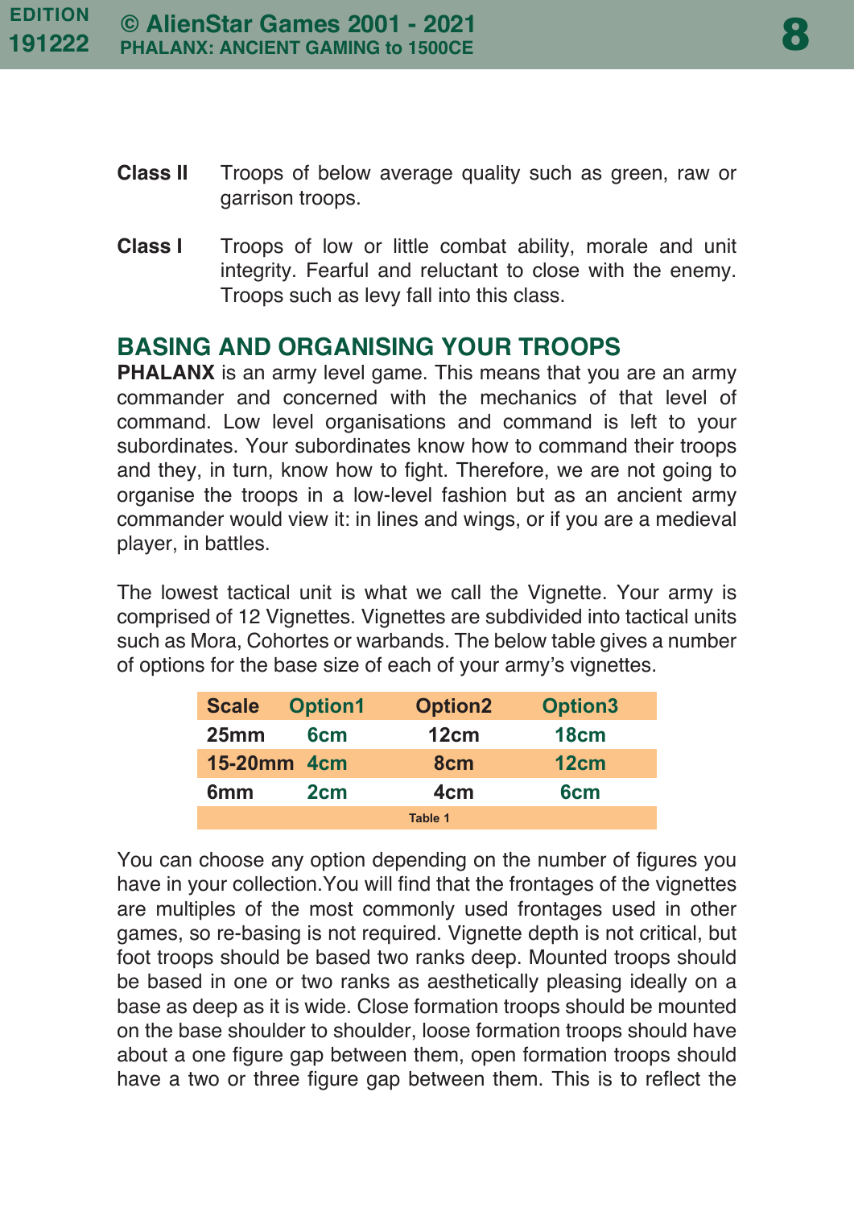**Class II** Troops of below average quality such as green, raw or garrison troops.

**Class I** Troops of low or little combat ability, morale and unit integrity. Fearful and reluctant to close with the enemy. Troops such as levy fall into this class.

## BASING AND ORGANISING YOUR TROOPS

**PHALANX** is an army level game. This means that you are an army commander and concerned with the mechanics of that level of command. Low level organisations and command is left to your subordinates. Your subordinates know how to command their troops and they, in turn, know how to fight. Therefore, we are not going to organise the troops in a low-level fashion but as an ancient army commander would view it: in lines and wings, or if you are a medieval player, in battles.

The lowest tactical unit is what we call the Vignette. Your army is comprised of 12 Vignettes. Vignettes are subdivided into tactical units such as Mora, Cohortes or warbands. The below table gives a number of options for the base size of each of your army's vignettes.

| Scale | Option1 | Option2 | Option3 |
|---|---|---|---|
| 25mm | 6cm | 12cm | 18cm |
| 15-20mm | 4cm | 8cm | 12cm |
| 6mm | 2cm | 4cm | 6cm |

Table 1

You can choose any option depending on the number of figures you have in your collection.You will find that the frontages of the vignettes are multiples of the most commonly used frontages used in other games, so re-basing is not required. Vignette depth is not critical, but foot troops should be based two ranks deep. Mounted troops should be based in one or two ranks as aesthetically pleasing ideally on a base as deep as it is wide. Close formation troops should be mounted on the base shoulder to shoulder, loose formation troops should have about a one figure gap between them, open formation troops should have a two or three figure gap between them. This is to reflect the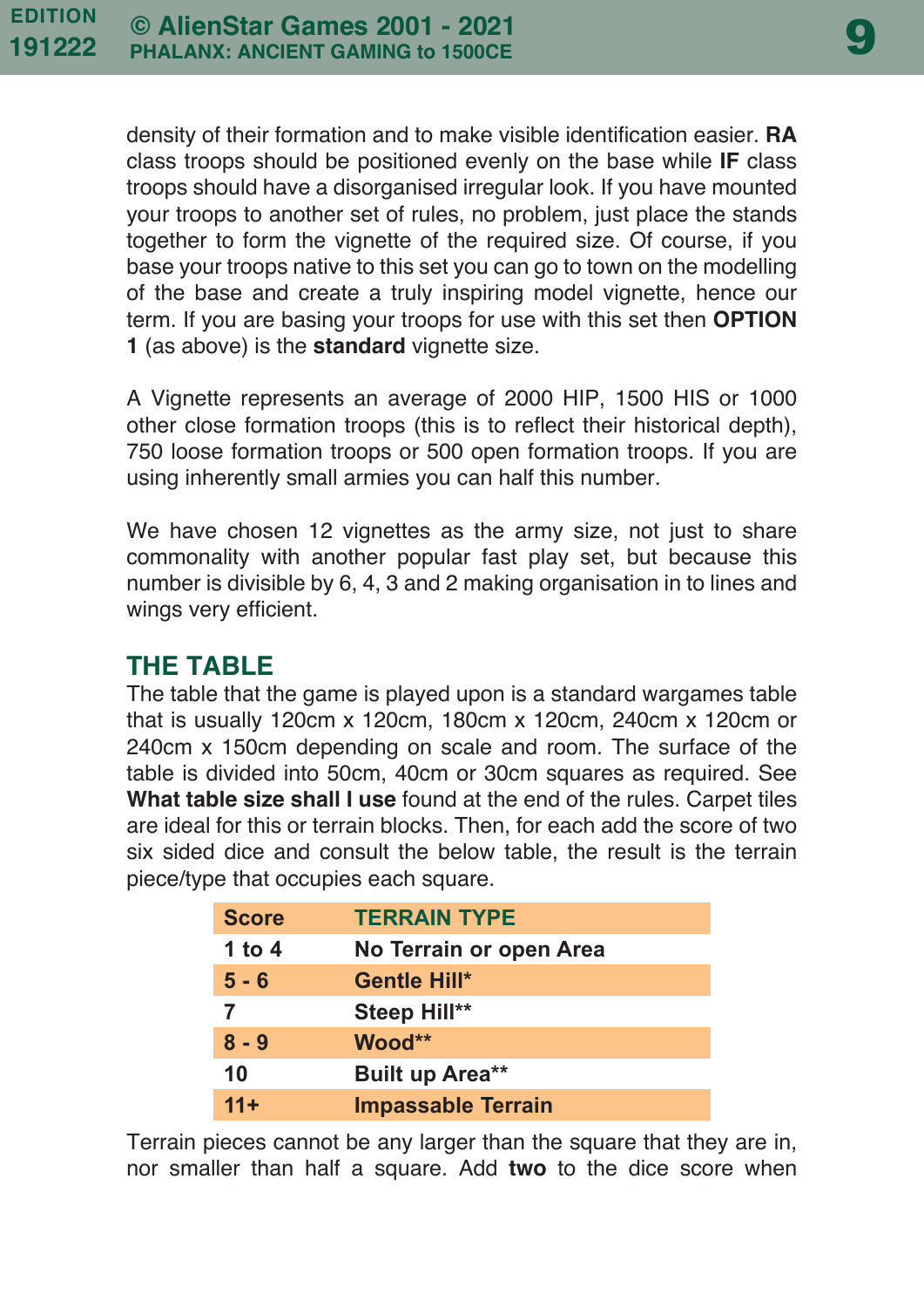density of their formation and to make visible identification easier. **RA** class troops should be positioned evenly on the base while **IF** class troops should have a disorganised irregular look. If you have mounted your troops to another set of rules, no problem, just place the stands together to form the vignette of the required size. Of course, if you base your troops native to this set you can go to town on the modelling of the base and create a truly inspiring model vignette, hence our term. If you are basing your troops for use with this set then **OPTION 1** (as above) is the **standard** vignette size.

A Vignette represents an average of 2000 HIP, 1500 HIS or 1000 other close formation troops (this is to reflect their historical depth), 750 loose formation troops or 500 open formation troops. If you are using inherently small armies you can half this number.

We have chosen 12 vignettes as the army size, not just to share commonality with another popular fast play set, but because this number is divisible by 6, 4, 3 and 2 making organisation in to lines and wings very efficient.

## THE TABLE

The table that the game is played upon is a standard wargames table that is usually 120cm x 120cm, 180cm x 120cm, 240cm x 120cm or 240cm x 150cm depending on scale and room. The surface of the table is divided into 50cm, 40cm or 30cm squares as required. See **What table size shall I use** found at the end of the rules. Carpet tiles are ideal for this or terrain blocks. Then, for each add the score of two six sided dice and consult the below table, the result is the terrain piece/type that occupies each square.

| Score | TERRAIN TYPE |
|---|---|
| 1 to 4 | No Terrain or open Area |
| 5 - 6 | Gentle Hill* |
| 7 | Steep Hill** |
| 8 - 9 | Wood** |
| 10 | Built up Area** |
| 11+ | Impassable Terrain |

Terrain pieces cannot be any larger than the square that they are in, nor smaller than half a square. Add **two** to the dice score when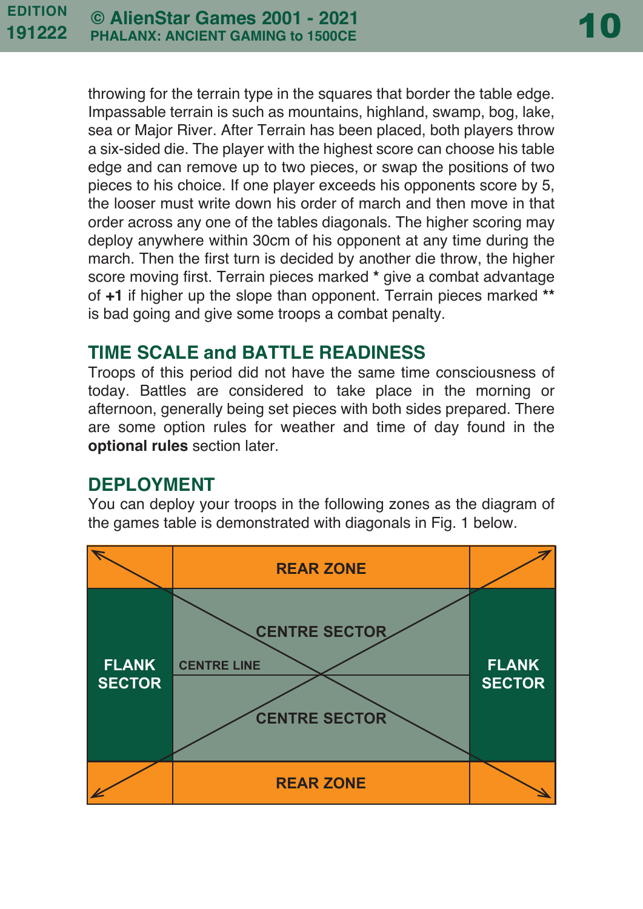throwing for the terrain type in the squares that border the table edge. Impassable terrain is such as mountains, highland, swamp, bog, lake, sea or Major River. After Terrain has been placed, both players throw a six-sided die. The player with the highest score can choose his table edge and can remove up to two pieces, or swap the positions of two pieces to his choice. If one player exceeds his opponents score by 5, the looser must write down his order of march and then move in that order across any one of the tables diagonals. The higher scoring may deploy anywhere within 30cm of his opponent at any time during the march. Then the first turn is decided by another die throw, the higher score moving first. Terrain pieces marked * give a combat advantage of **+1** if higher up the slope than opponent. Terrain pieces marked ** is bad going and give some troops a combat penalty.

## TIME SCALE and BATTLE READINESS

Troops of this period did not have the same time consciousness of today. Battles are considered to take place in the morning or afternoon, generally being set pieces with both sides prepared. There are some option rules for weather and time of day found in the **optional rules** section later.

## DEPLOYMENT

You can deploy your troops in the following zones as the diagram of the games table is demonstrated with diagonals in Fig. 1 below.

| | | |
|---|---|---|
| | REAR ZONE | |
| FLANK SECTOR | CENTRE SECTOR | FLANK SECTOR |
| | CENTRE LINE | |
| | CENTRE SECTOR | |
| | REAR ZONE | |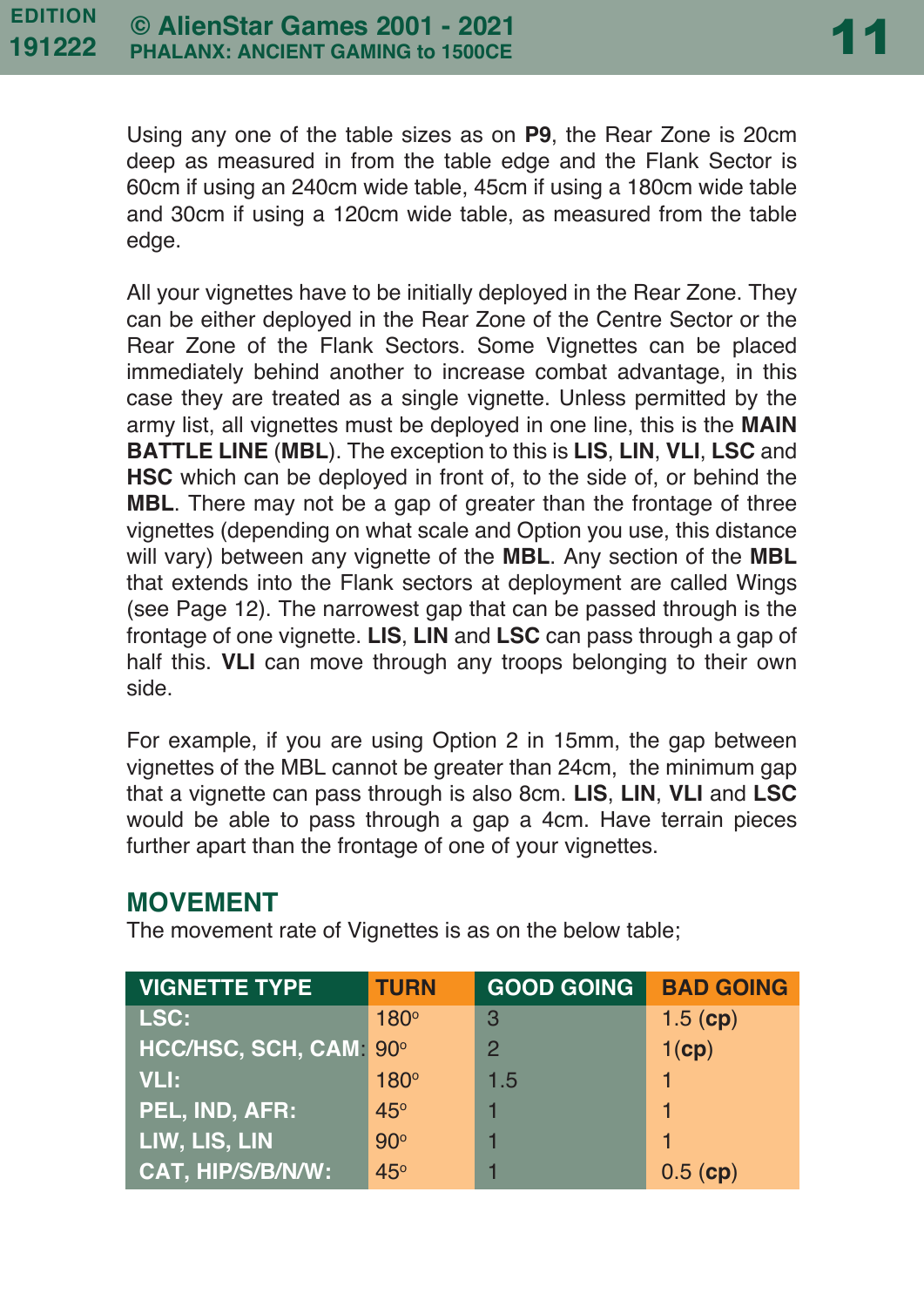Using any one of the table sizes as on **P9**, the Rear Zone is 20cm deep as measured in from the table edge and the Flank Sector is 60cm if using an 240cm wide table, 45cm if using a 180cm wide table and 30cm if using a 120cm wide table, as measured from the table edge.

All your vignettes have to be initially deployed in the Rear Zone. They can be either deployed in the Rear Zone of the Centre Sector or the Rear Zone of the Flank Sectors. Some Vignettes can be placed immediately behind another to increase combat advantage, in this case they are treated as a single vignette. Unless permitted by the army list, all vignettes must be deployed in one line, this is the **MAIN BATTLE LINE** (**MBL**). The exception to this is **LIS**, **LIN**, **VLI**, **LSC** and **HSC** which can be deployed in front of, to the side of, or behind the **MBL**. There may not be a gap of greater than the frontage of three vignettes (depending on what scale and Option you use, this distance will vary) between any vignette of the **MBL**. Any section of the **MBL** that extends into the Flank sectors at deployment are called Wings (see Page 12). The narrowest gap that can be passed through is the frontage of one vignette. **LIS**, **LIN** and **LSC** can pass through a gap of half this. **VLI** can move through any troops belonging to their own side.

For example, if you are using Option 2 in 15mm, the gap between vignettes of the MBL cannot be greater than 24cm, the minimum gap that a vignette can pass through is also 8cm. **LIS**, **LIN**, **VLI** and **LSC** would be able to pass through a gap a 4cm. Have terrain pieces further apart than the frontage of one of your vignettes.

## MOVEMENT

The movement rate of Vignettes is as on the below table;

| VIGNETTE TYPE | TURN | GOOD GOING | BAD GOING |
|---|---|---|---|
| LSC: | 180° | 3 | 1.5 (**cp**) |
| HCC/HSC, SCH, CAM: | 90° | 2 | 1(**cp**) |
| VLI: | 180° | 1.5 | 1 |
| PEL, IND, AFR: | 45° | 1 | 1 |
| LIW, LIS, LIN | 90° | 1 | 1 |
| CAT, HIP/S/B/N/W: | 45° | 1 | 0.5 (**cp**) |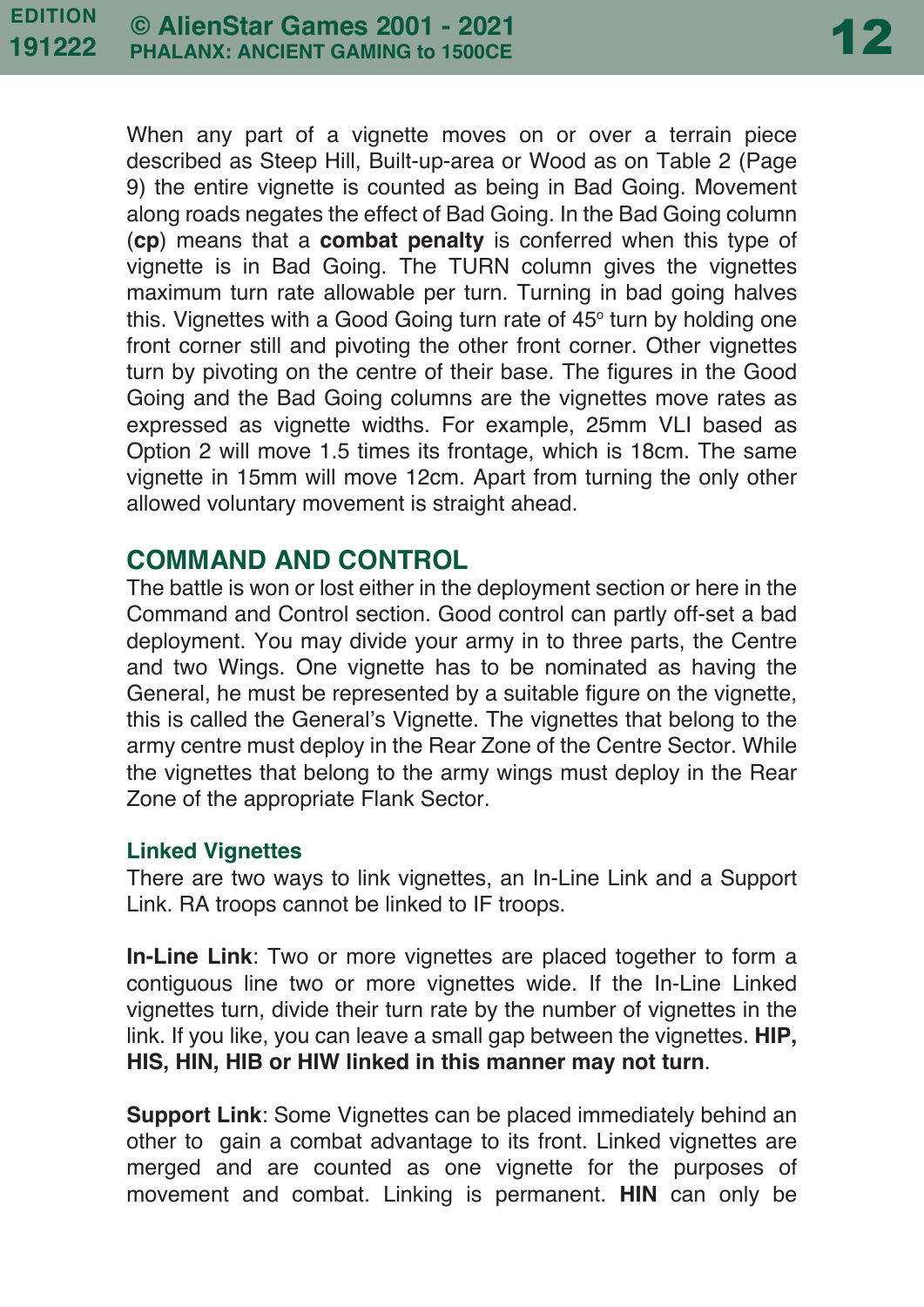When any part of a vignette moves on or over a terrain piece described as Steep Hill, Built-up-area or Wood as on Table 2 (Page 9) the entire vignette is counted as being in Bad Going. Movement along roads negates the effect of Bad Going. In the Bad Going column (**cp**) means that a **combat penalty** is conferred when this type of vignette is in Bad Going. The TURN column gives the vignettes maximum turn rate allowable per turn. Turning in bad going halves this. Vignettes with a Good Going turn rate of 45° turn by holding one front corner still and pivoting the other front corner. Other vignettes turn by pivoting on the centre of their base. The figures in the Good Going and the Bad Going columns are the vignettes move rates as expressed as vignette widths. For example, 25mm VLI based as Option 2 will move 1.5 times its frontage, which is 18cm. The same vignette in 15mm will move 12cm. Apart from turning the only other allowed voluntary movement is straight ahead.

## COMMAND AND CONTROL

The battle is won or lost either in the deployment section or here in the Command and Control section. Good control can partly off-set a bad deployment. You may divide your army in to three parts, the Centre and two Wings. One vignette has to be nominated as having the General, he must be represented by a suitable figure on the vignette, this is called the General's Vignette. The vignettes that belong to the army centre must deploy in the Rear Zone of the Centre Sector. While the vignettes that belong to the army wings must deploy in the Rear Zone of the appropriate Flank Sector.

### Linked Vignettes

There are two ways to link vignettes, an In-Line Link and a Support Link. RA troops cannot be linked to IF troops.

**In-Line Link**: Two or more vignettes are placed together to form a contiguous line two or more vignettes wide. If the In-Line Linked vignettes turn, divide their turn rate by the number of vignettes in the link. If you like, you can leave a small gap between the vignettes. **HIP, HIS, HIN, HIB or HIW linked in this manner may not turn**.

**Support Link**: Some Vignettes can be placed immediately behind an other to gain a combat advantage to its front. Linked vignettes are merged and are counted as one vignette for the purposes of movement and combat. Linking is permanent. **HIN** can only be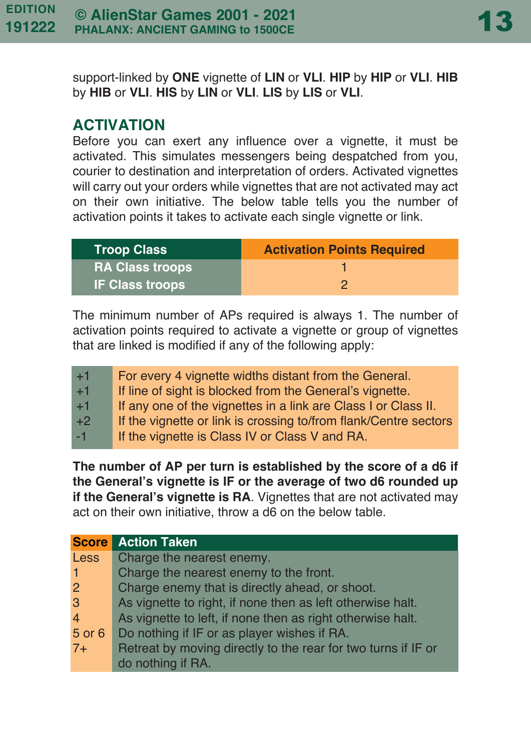support-linked by **ONE** vignette of **LIN** or **VLI**. **HIP** by **HIP** or **VLI**. **HIB** by **HIB** or **VLI**. **HIS** by **LIN** or **VLI**. **LIS** by **LIS** or **VLI**.

## ACTIVATION

Before you can exert any influence over a vignette, it must be activated. This simulates messengers being despatched from you, courier to destination and interpretation of orders. Activated vignettes will carry out your orders while vignettes that are not activated may act on their own initiative. The below table tells you the number of activation points it takes to activate each single vignette or link.

| Troop Class | Activation Points Required |
|---|---|
| RA Class troops | 1 |
| IF Class troops | 2 |

The minimum number of APs required is always 1. The number of activation points required to activate a vignette or group of vignettes that are linked is modified if any of the following apply:

| | |
|---|---|
| +1 | For every 4 vignette widths distant from the General. |
| +1 | If line of sight is blocked from the General's vignette. |
| +1 | If any one of the vignettes in a link are Class I or Class II. |
| +2 | If the vignette or link is crossing to/from flank/Centre sectors |
| -1 | If the vignette is Class IV or Class V and RA. |

**The number of AP per turn is established by the score of a d6 if the General's vignette is IF or the average of two d6 rounded up if the General's vignette is RA**. Vignettes that are not activated may act on their own initiative, throw a d6 on the below table.

| Score | Action Taken |
|---|---|
| Less | Charge the nearest enemy. |
| 1 | Charge the nearest enemy to the front. |
| 2 | Charge enemy that is directly ahead, or shoot. |
| 3 | As vignette to right, if none then as left otherwise halt. |
| 4 | As vignette to left, if none then as right otherwise halt. |
| 5 or 6 | Do nothing if IF or as player wishes if RA. |
| 7+ | Retreat by moving directly to the rear for two turns if IF or do nothing if RA. |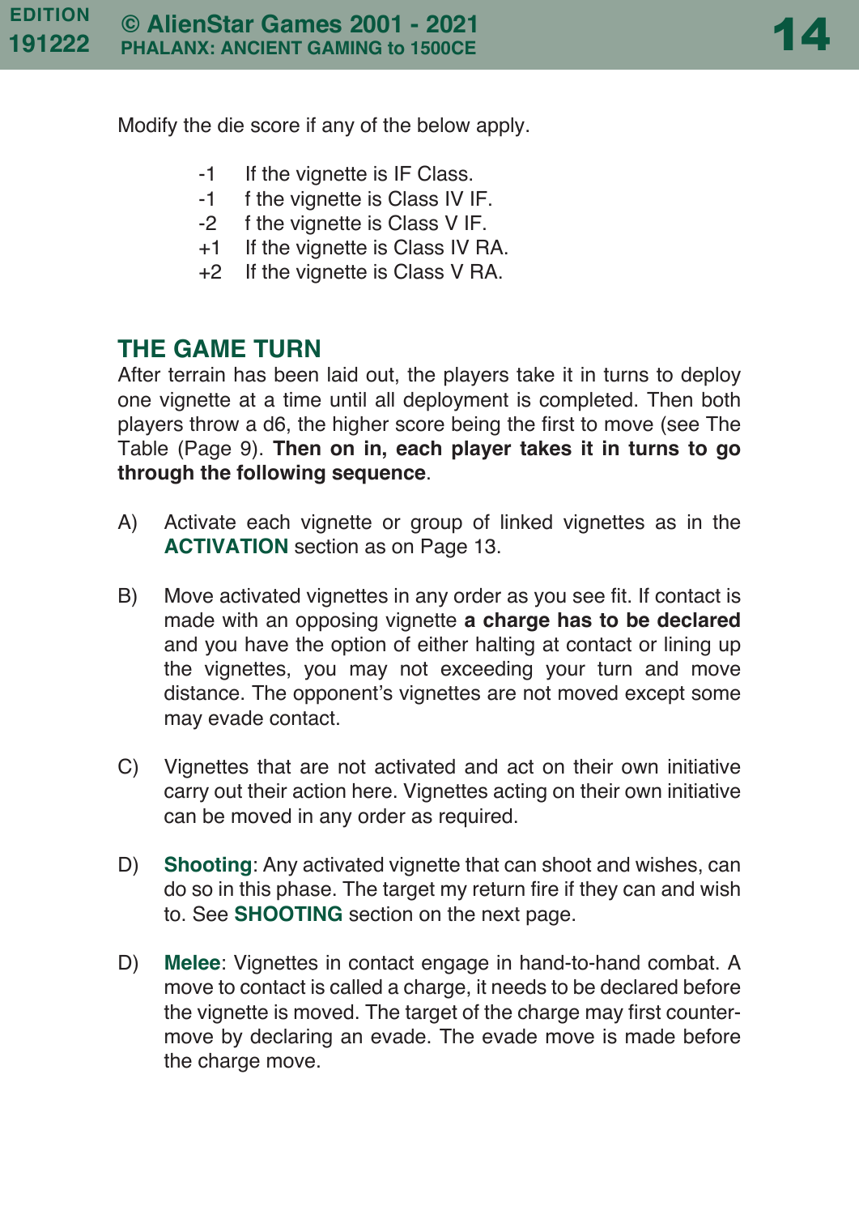Modify the die score if any of the below apply.

- -1 If the vignette is IF Class.
- -1 f the vignette is Class IV IF.
- -2 f the vignette is Class V IF.
- +1 If the vignette is Class IV RA.
- +2 If the vignette is Class V RA.

## THE GAME TURN

After terrain has been laid out, the players take it in turns to deploy one vignette at a time until all deployment is completed. Then both players throw a d6, the higher score being the first to move (see The Table (Page 9). **Then on in, each player takes it in turns to go through the following sequence**.

A) Activate each vignette or group of linked vignettes as in the **ACTIVATION** section as on Page 13.

B) Move activated vignettes in any order as you see fit. If contact is made with an opposing vignette **a charge has to be declared** and you have the option of either halting at contact or lining up the vignettes, you may not exceeding your turn and move distance. The opponent's vignettes are not moved except some may evade contact.

C) Vignettes that are not activated and act on their own initiative carry out their action here. Vignettes acting on their own initiative can be moved in any order as required.

D) **Shooting**: Any activated vignette that can shoot and wishes, can do so in this phase. The target my return fire if they can and wish to. See **SHOOTING** section on the next page.

D) **Melee**: Vignettes in contact engage in hand-to-hand combat. A move to contact is called a charge, it needs to be declared before the vignette is moved. The target of the charge may first counter-move by declaring an evade. The evade move is made before the charge move.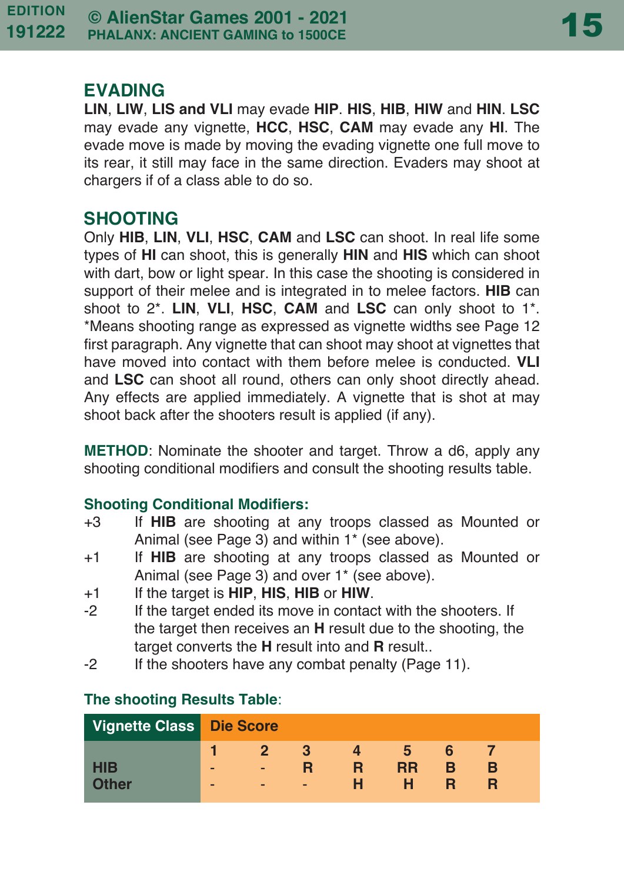## EVADING

**LIN**, **LIW**, **LIS and VLI** may evade **HIP**. **HIS**, **HIB**, **HIW** and **HIN**. **LSC** may evade any vignette, **HCC**, **HSC**, **CAM** may evade any **HI**. The evade move is made by moving the evading vignette one full move to its rear, it still may face in the same direction. Evaders may shoot at chargers if of a class able to do so.

## SHOOTING

Only **HIB**, **LIN**, **VLI**, **HSC**, **CAM** and **LSC** can shoot. In real life some types of **HI** can shoot, this is generally **HIN** and **HIS** which can shoot with dart, bow or light spear. In this case the shooting is considered in support of their melee and is integrated in to melee factors. **HIB** can shoot to 2*. **LIN**, **VLI**, **HSC**, **CAM** and **LSC** can only shoot to 1*. *Means shooting range as expressed as vignette widths see Page 12 first paragraph. Any vignette that can shoot may shoot at vignettes that have moved into contact with them before melee is conducted. **VLI** and **LSC** can shoot all round, others can only shoot directly ahead. Any effects are applied immediately. A vignette that is shot at may shoot back after the shooters result is applied (if any).

**METHOD**: Nominate the shooter and target. Throw a d6, apply any shooting conditional modifiers and consult the shooting results table.

### Shooting Conditional Modifiers:

- +3 If **HIB** are shooting at any troops classed as Mounted or Animal (see Page 3) and within 1* (see above).
- +1 If **HIB** are shooting at any troops classed as Mounted or Animal (see Page 3) and over 1* (see above).
- +1 If the target is **HIP**, **HIS**, **HIB** or **HIW**.
- -2 If the target ended its move in contact with the shooters. If the target then receives an **H** result due to the shooting, the target converts the **H** result into and **R** result..
- -2 If the shooters have any combat penalty (Page 11).

### The shooting Results Table:

| Vignette Class | Die Score | | | | | | |
|---|---|---|---|---|---|---|---|
| | 1 | 2 | 3 | 4 | 5 | 6 | 7 |
| HIB | - | - | R | R | RR | B | B |
| Other | - | - | - | H | H | R | R |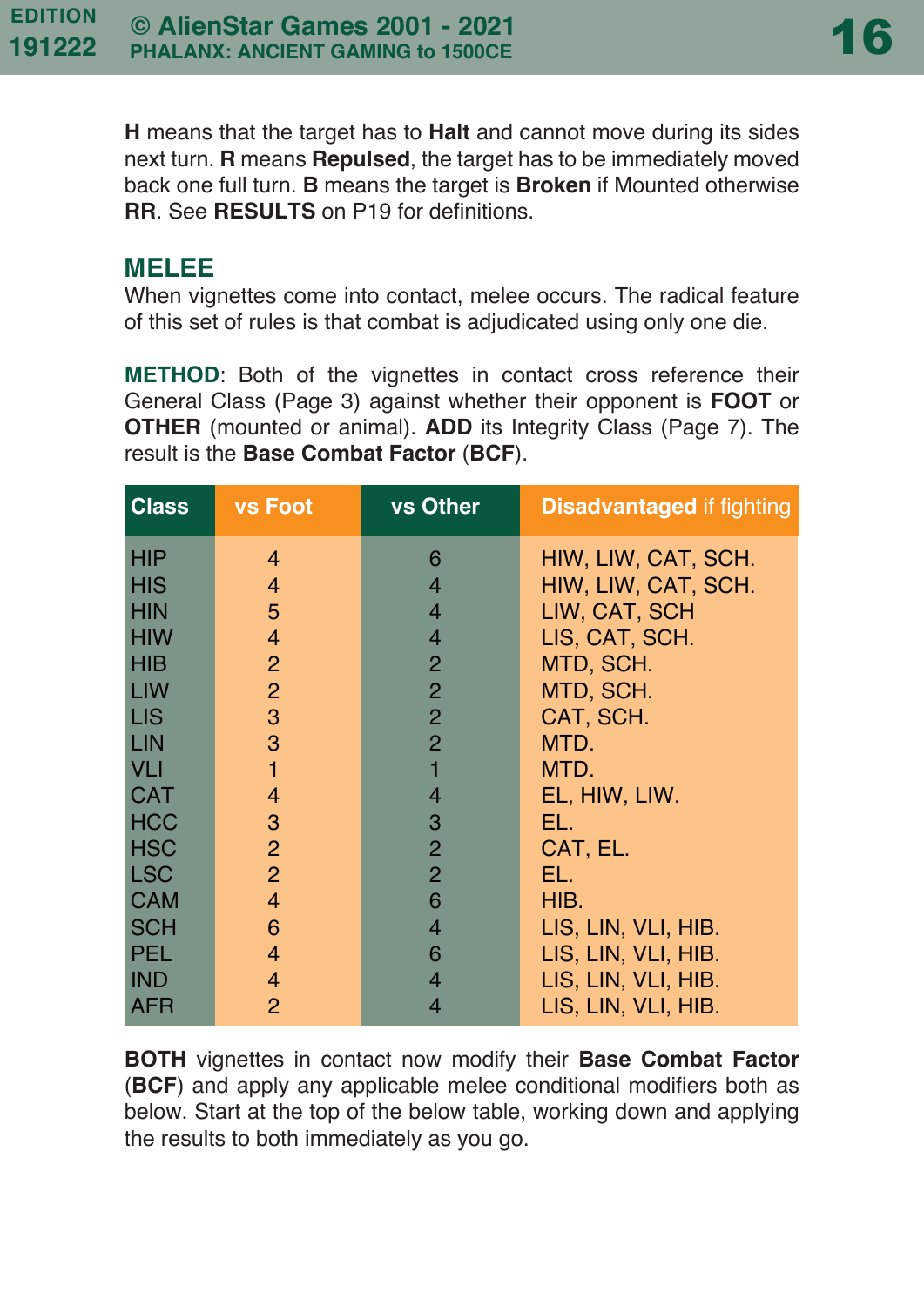**H** means that the target has to **Halt** and cannot move during its sides next turn. **R** means **Repulsed**, the target has to be immediately moved back one full turn. **B** means the target is **Broken** if Mounted otherwise **RR**. See **RESULTS** on P19 for definitions.

## MELEE

When vignettes come into contact, melee occurs. The radical feature of this set of rules is that combat is adjudicated using only one die.

**METHOD**: Both of the vignettes in contact cross reference their General Class (Page 3) against whether their opponent is **FOOT** or **OTHER** (mounted or animal). **ADD** its Integrity Class (Page 7). The result is the **Base Combat Factor** (**BCF**).

| Class | vs Foot | vs Other | **Disadvantaged** if fighting |
|---|---|---|---|
| HIP | 4 | 6 | HIW, LIW, CAT, SCH. |
| HIS | 4 | 4 | HIW, LIW, CAT, SCH. |
| HIN | 5 | 4 | LIW, CAT, SCH |
| HIW | 4 | 4 | LIS, CAT, SCH. |
| HIB | 2 | 2 | MTD, SCH. |
| LIW | 2 | 2 | MTD, SCH. |
| LIS | 3 | 2 | CAT, SCH. |
| LIN | 3 | 2 | MTD. |
| VLI | 1 | 1 | MTD. |
| CAT | 4 | 4 | EL, HIW, LIW. |
| HCC | 3 | 3 | EL. |
| HSC | 2 | 2 | CAT, EL. |
| LSC | 2 | 2 | EL. |
| CAM | 4 | 6 | HIB. |
| SCH | 6 | 4 | LIS, LIN, VLI, HIB. |
| PEL | 4 | 6 | LIS, LIN, VLI, HIB. |
| IND | 4 | 4 | LIS, LIN, VLI, HIB. |
| AFR | 2 | 4 | LIS, LIN, VLI, HIB. |

**BOTH** vignettes in contact now modify their **Base Combat Factor** (**BCF**) and apply any applicable melee conditional modifiers both as below. Start at the top of the below table, working down and applying the results to both immediately as you go.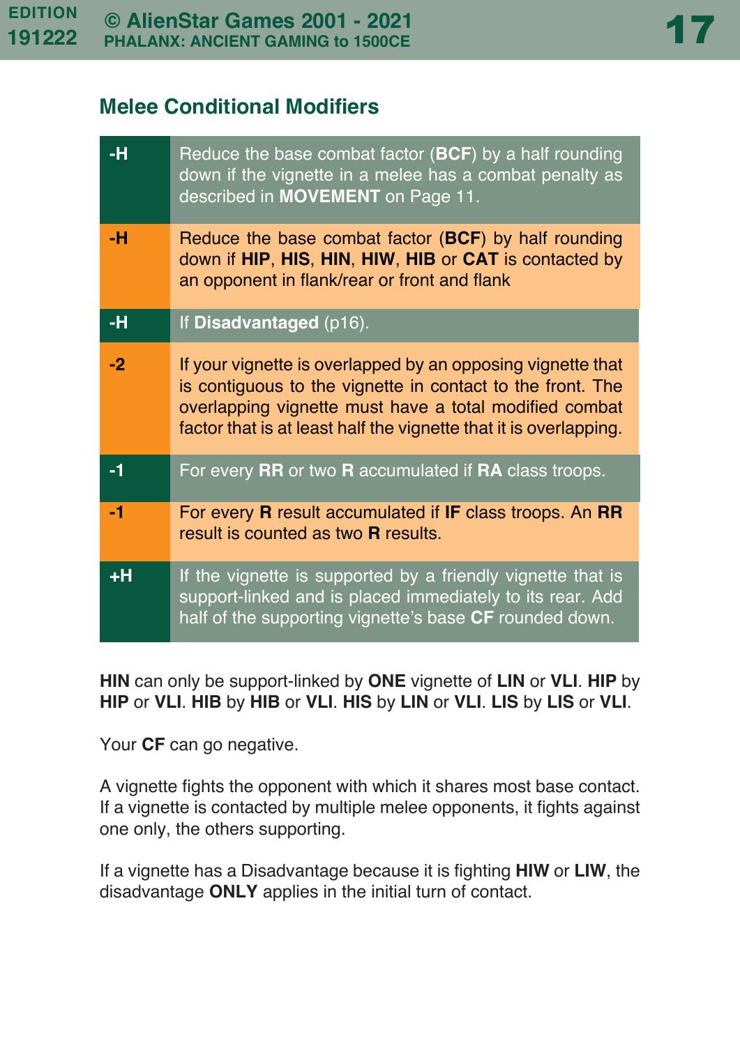## Melee Conditional Modifiers

| | |
|---|---|
| **-H** | Reduce the base combat factor (**BCF**) by a half rounding down if the vignette in a melee has a combat penalty as described in **MOVEMENT** on Page 11. |
| **-H** | Reduce the base combat factor (**BCF**) by half rounding down if **HIP**, **HIS**, **HIN**, **HIW**, **HIB** or **CAT** is contacted by an opponent in flank/rear or front and flank |
| **-H** | If **Disadvantaged** (p16). |
| **-2** | If your vignette is overlapped by an opposing vignette that is contiguous to the vignette in contact to the front. The overlapping vignette must have a total modified combat factor that is at least half the vignette that it is overlapping. |
| **-1** | For every **RR** or two **R** accumulated if **RA** class troops. |
| **-1** | For every **R** result accumulated if **IF** class troops. An **RR** result is counted as two **R** results. |
| **+H** | If the vignette is supported by a friendly vignette that is support-linked and is placed immediately to its rear. Add half of the supporting vignette's base **CF** rounded down. |

**HIN** can only be support-linked by **ONE** vignette of **LIN** or **VLI**. **HIP** by **HIP** or **VLI**. **HIB** by **HIB** or **VLI**. **HIS** by **LIN** or **VLI**. **LIS** by **LIS** or **VLI**.

Your **CF** can go negative.

A vignette fights the opponent with which it shares most base contact. If a vignette is contacted by multiple melee opponents, it fights against one only, the others supporting.

If a vignette has a Disadvantage because it is fighting **HIW** or **LIW**, the disadvantage **ONLY** applies in the initial turn of contact.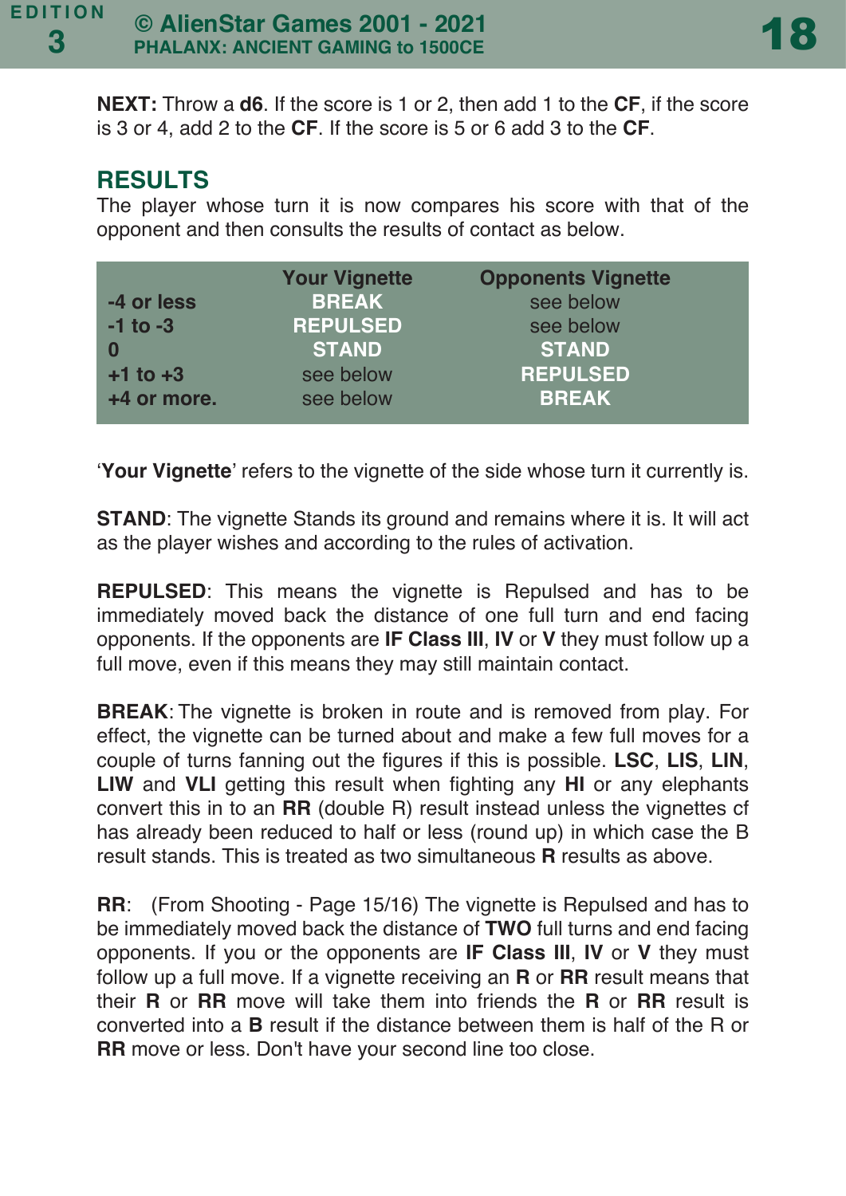**NEXT:** Throw a **d6**. If the score is 1 or 2, then add 1 to the **CF**, if the score is 3 or 4, add 2 to the **CF**. If the score is 5 or 6 add 3 to the **CF**.

## RESULTS

The player whose turn it is now compares his score with that of the opponent and then consults the results of contact as below.

| | Your Vignette | Opponents Vignette |
|---|---|---|
| **-4 or less** | **BREAK** | see below |
| **-1 to -3** | **REPULSED** | see below |
| **0** | **STAND** | **STAND** |
| **+1 to +3** | see below | **REPULSED** |
| **+4 or more.** | see below | **BREAK** |

'**Your Vignette**' refers to the vignette of the side whose turn it currently is.

**STAND**: The vignette Stands its ground and remains where it is. It will act as the player wishes and according to the rules of activation.

**REPULSED**: This means the vignette is Repulsed and has to be immediately moved back the distance of one full turn and end facing opponents. If the opponents are **IF Class III**, **IV** or **V** they must follow up a full move, even if this means they may still maintain contact.

**BREAK**: The vignette is broken in route and is removed from play. For effect, the vignette can be turned about and make a few full moves for a couple of turns fanning out the figures if this is possible. **LSC**, **LIS**, **LIN**, **LIW** and **VLI** getting this result when fighting any **HI** or any elephants convert this in to an **RR** (double R) result instead unless the vignettes cf has already been reduced to half or less (round up) in which case the B result stands. This is treated as two simultaneous **R** results as above.

**RR**: (From Shooting - Page 15/16) The vignette is Repulsed and has to be immediately moved back the distance of **TWO** full turns and end facing opponents. If you or the opponents are **IF Class III**, **IV** or **V** they must follow up a full move. If a vignette receiving an **R** or **RR** result means that their **R** or **RR** move will take them into friends the **R** or **RR** result is converted into a **B** result if the distance between them is half of the R or **RR** move or less. Don't have your second line too close.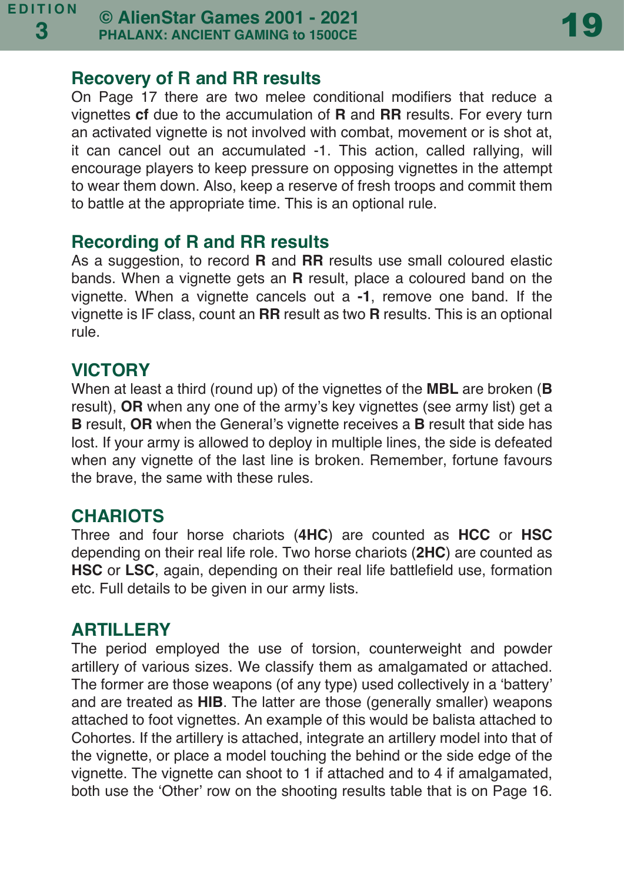## Recovery of R and RR results

On Page 17 there are two melee conditional modifiers that reduce a vignettes **cf** due to the accumulation of **R** and **RR** results. For every turn an activated vignette is not involved with combat, movement or is shot at, it can cancel out an accumulated -1. This action, called rallying, will encourage players to keep pressure on opposing vignettes in the attempt to wear them down. Also, keep a reserve of fresh troops and commit them to battle at the appropriate time. This is an optional rule.

## Recording of R and RR results

As a suggestion, to record **R** and **RR** results use small coloured elastic bands. When a vignette gets an **R** result, place a coloured band on the vignette. When a vignette cancels out a **-1**, remove one band. If the vignette is IF class, count an **RR** result as two **R** results. This an optional rule.

## VICTORY

When at least a third (round up) of the vignettes of the **MBL** are broken (**B** result), **OR** when any one of the army's key vignettes (see army list) get a **B** result, **OR** when the General's vignette receives a **B** result that side has lost. If your army is allowed to deploy in multiple lines, the side is defeated when any vignette of the last line is broken. Remember, fortune favours the brave, the same with these rules.

## CHARIOTS

Three and four horse chariots (**4HC**) are counted as **HCC** or **HSC** depending on their real life role. Two horse chariots (**2HC**) are counted as **HSC** or **LSC**, again, depending on their real life battlefield use, formation etc. Full details to be given in our army lists.

## ARTILLERY

The period employed the use of torsion, counterweight and powder artillery of various sizes. We classify them as amalgamated or attached. The former are those weapons (of any type) used collectively in a 'battery' and are treated as **HIB**. The latter are those (generally smaller) weapons attached to foot vignettes. An example of this would be balista attached to Cohortes. If the artillery is attached, integrate an artillery model into that of the vignette, or place a model touching the behind or the side edge of the vignette. The vignette can shoot to 1 if attached and to 4 if amalgamated, both use the 'Other' row on the shooting results table that is on Page 16.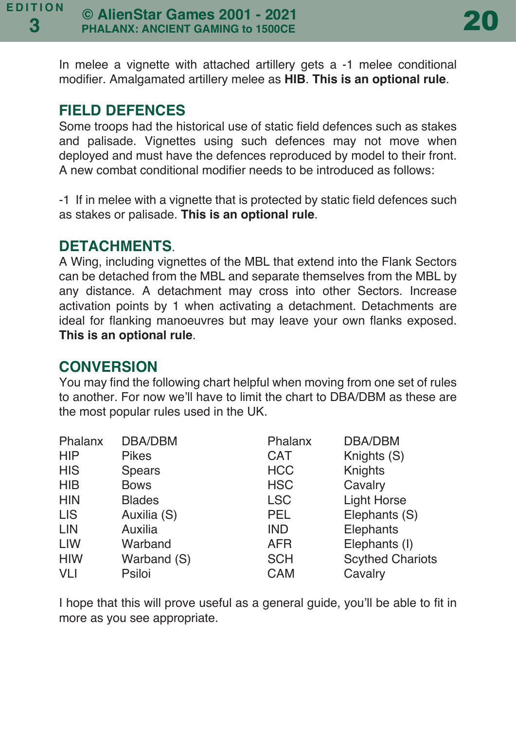In melee a vignette with attached artillery gets a -1 melee conditional modifier. Amalgamated artillery melee as **HIB**. **This is an optional rule**.

## FIELD DEFENCES

Some troops had the historical use of static field defences such as stakes and palisade. Vignettes using such defences may not move when deployed and must have the defences reproduced by model to their front. A new combat conditional modifier needs to be introduced as follows:

-1 If in melee with a vignette that is protected by static field defences such as stakes or palisade. **This is an optional rule**.

## DETACHMENTS.

A Wing, including vignettes of the MBL that extend into the Flank Sectors can be detached from the MBL and separate themselves from the MBL by any distance. A detachment may cross into other Sectors. Increase activation points by 1 when activating a detachment. Detachments are ideal for flanking manoeuvres but may leave your own flanks exposed. **This is an optional rule**.

## CONVERSION

You may find the following chart helpful when moving from one set of rules to another. For now we'll have to limit the chart to DBA/DBM as these are the most popular rules used in the UK.

| Phalanx | DBA/DBM | Phalanx | DBA/DBM |
|---|---|---|---|
| HIP | Pikes | CAT | Knights (S) |
| HIS | Spears | HCC | Knights |
| HIB | Bows | HSC | Cavalry |
| HIN | Blades | LSC | Light Horse |
| LIS | Auxilia (S) | PEL | Elephants (S) |
| LIN | Auxilia | IND | Elephants |
| LIW | Warband | AFR | Elephants (I) |
| HIW | Warband (S) | SCH | Scythed Chariots |
| VLI | Psiloi | CAM | Cavalry |

I hope that this will prove useful as a general guide, you'll be able to fit in more as you see appropriate.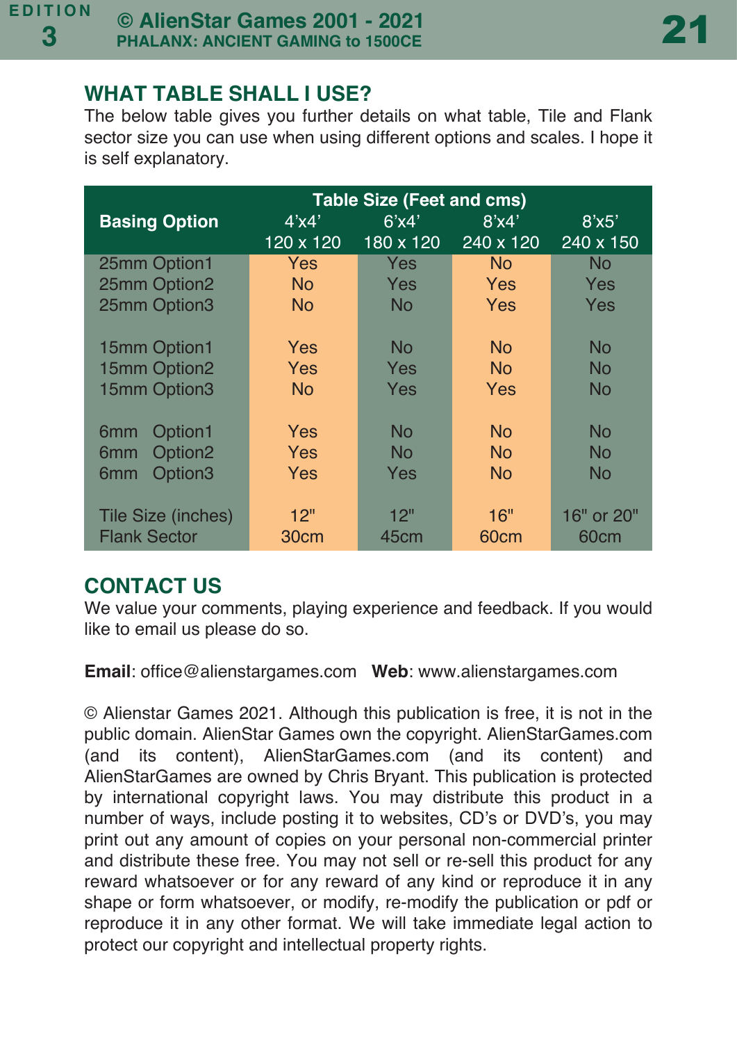## WHAT TABLE SHALL I USE?

The below table gives you further details on what table, Tile and Flank sector size you can use when using different options and scales. I hope it is self explanatory.

| Basing Option | Table Size (Feet and cms) 4'x4' 120 x 120 | 6'x4' 180 x 120 | 8'x4' 240 x 120 | 8'x5' 240 x 150 |
|---|---|---|---|---|
| 25mm Option1 | Yes | Yes | No | No |
| 25mm Option2 | No | Yes | Yes | Yes |
| 25mm Option3 | No | No | Yes | Yes |
| 15mm Option1 | Yes | No | No | No |
| 15mm Option2 | Yes | Yes | No | No |
| 15mm Option3 | No | Yes | Yes | No |
| 6mm Option1 | Yes | No | No | No |
| 6mm Option2 | Yes | No | No | No |
| 6mm Option3 | Yes | Yes | No | No |
| Tile Size (inches) | 12" | 12" | 16" | 16" or 20" |
| Flank Sector | 30cm | 45cm | 60cm | 60cm |

## CONTACT US

We value your comments, playing experience and feedback. If you would like to email us please do so.

**Email**: office@alienstargames.com **Web**: www.alienstargames.com

© Alienstar Games 2021. Although this publication is free, it is not in the public domain. AlienStar Games own the copyright. AlienStarGames.com (and its content), AlienStarGames.com (and its content) and AlienStarGames are owned by Chris Bryant. This publication is protected by international copyright laws. You may distribute this product in a number of ways, include posting it to websites, CD's or DVD's, you may print out any amount of copies on your personal non-commercial printer and distribute these free. You may not sell or re-sell this product for any reward whatsoever or for any reward of any kind or reproduce it in any shape or form whatsoever, or modify, re-modify the publication or pdf or reproduce it in any other format. We will take immediate legal action to protect our copyright and intellectual property rights.